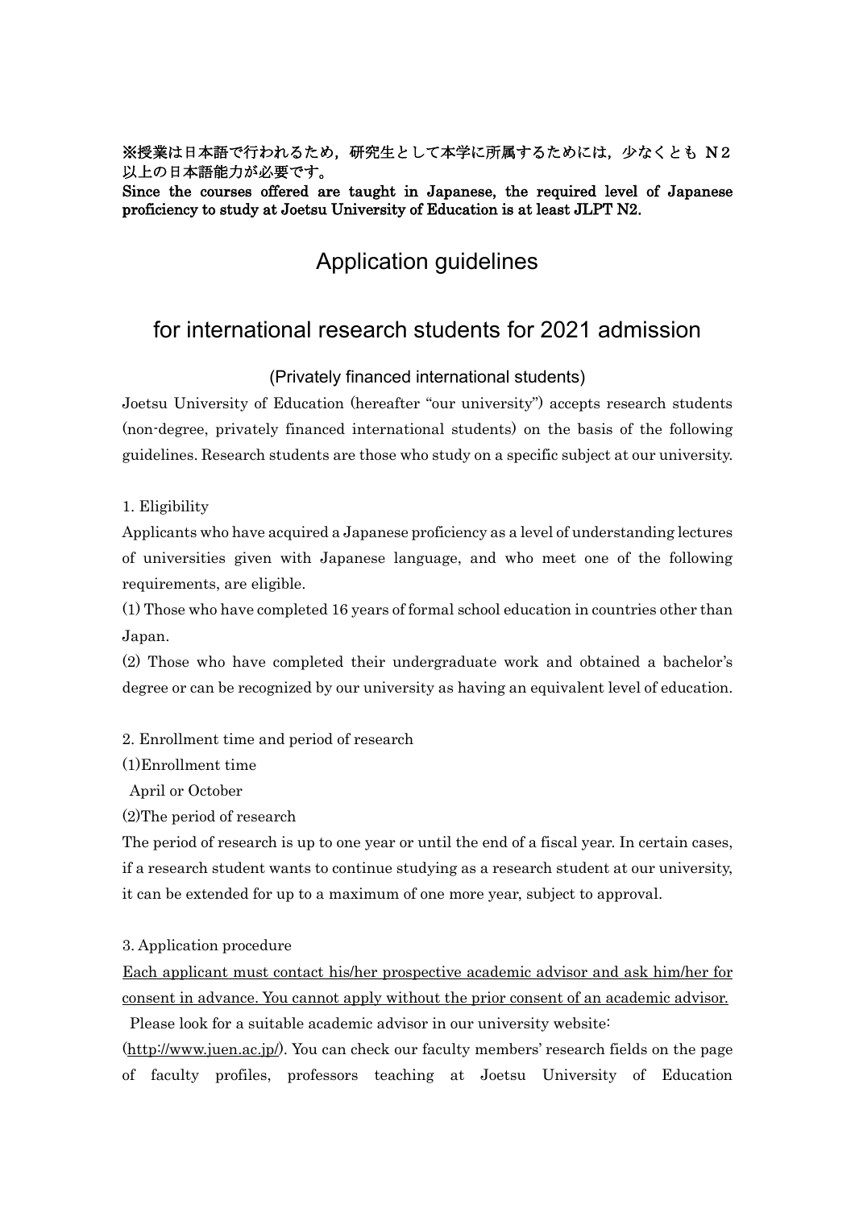**※授業は日本語で行われるため，研究生として本学に所属するためには，少なくとも Ｎ２以上の日本語能力が必要です。**

**Since the courses offered are taught in Japanese, the required level of Japanese proficiency to study at Joetsu University of Education is at least JLPT N2.**

# Application guidelines

# for international research students for 2021 admission

## (Privately financed international students)

Joetsu University of Education (hereafter "our university") accepts research students (non-degree, privately financed international students) on the basis of the following guidelines. Research students are those who study on a specific subject at our university.

1. Eligibility

Applicants who have acquired a Japanese proficiency as a level of understanding lectures of universities given with Japanese language, and who meet one of the following requirements, are eligible.

(1) Those who have completed 16 years of formal school education in countries other than Japan.

(2) Those who have completed their undergraduate work and obtained a bachelor's degree or can be recognized by our university as having an equivalent level of education.

2. Enrollment time and period of research

(1)Enrollment time

April or October

(2)The period of research

The period of research is up to one year or until the end of a fiscal year. In certain cases, if a research student wants to continue studying as a research student at our university, it can be extended for up to a maximum of one more year, subject to approval.

3. Application procedure

<u>Each applicant must contact his/her prospective academic advisor and ask him/her for consent in advance. You cannot apply without the prior consent of an academic advisor.</u>

Please look for a suitable academic advisor in our university website:

(http://www.juen.ac.jp/). You can check our faculty members' research fields on the page of faculty profiles, professors teaching at Joetsu University of Education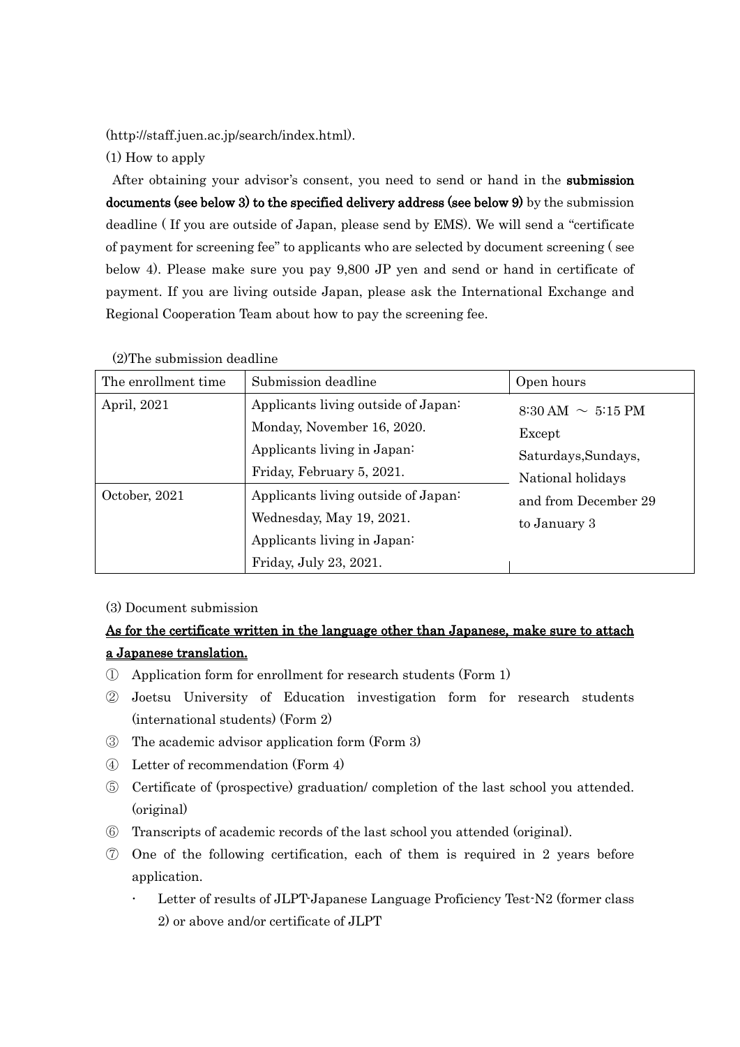(http://staff.juen.ac.jp/search/index.html).

(1) How to apply

After obtaining your advisor's consent, you need to send or hand in the **submission documents (see below 3) to the specified delivery address (see below 9)** by the submission deadline ( If you are outside of Japan, please send by EMS). We will send a "certificate of payment for screening fee" to applicants who are selected by document screening ( see below 4). Please make sure you pay 9,800 JP yen and send or hand in certificate of payment. If you are living outside Japan, please ask the International Exchange and Regional Cooperation Team about how to pay the screening fee.

(2)The submission deadline

| The enrollment time | Submission deadline | Open hours |
|---|---|---|
| April, 2021 | Applicants living outside of Japan: Monday, November 16, 2020. Applicants living in Japan: Friday, February 5, 2021. | 8:30 AM ～ 5:15 PM Except Saturdays,Sundays, National holidays and from December 29 to January 3 |
| October, 2021 | Applicants living outside of Japan: Wednesday, May 19, 2021. Applicants living in Japan: Friday, July 23, 2021. | |

(3) Document submission

**<u>As for the certificate written in the language other than Japanese, make sure to attach a Japanese translation.</u>**

① Application form for enrollment for research students (Form 1)

② Joetsu University of Education investigation form for research students (international students) (Form 2)

③ The academic advisor application form (Form 3)

④ Letter of recommendation (Form 4)

⑤ Certificate of (prospective) graduation/ completion of the last school you attended. (original)

⑥ Transcripts of academic records of the last school you attended (original).

⑦ One of the following certification, each of them is required in 2 years before application.

- Letter of results of JLPT-Japanese Language Proficiency Test-N2 (former class 2) or above and/or certificate of JLPT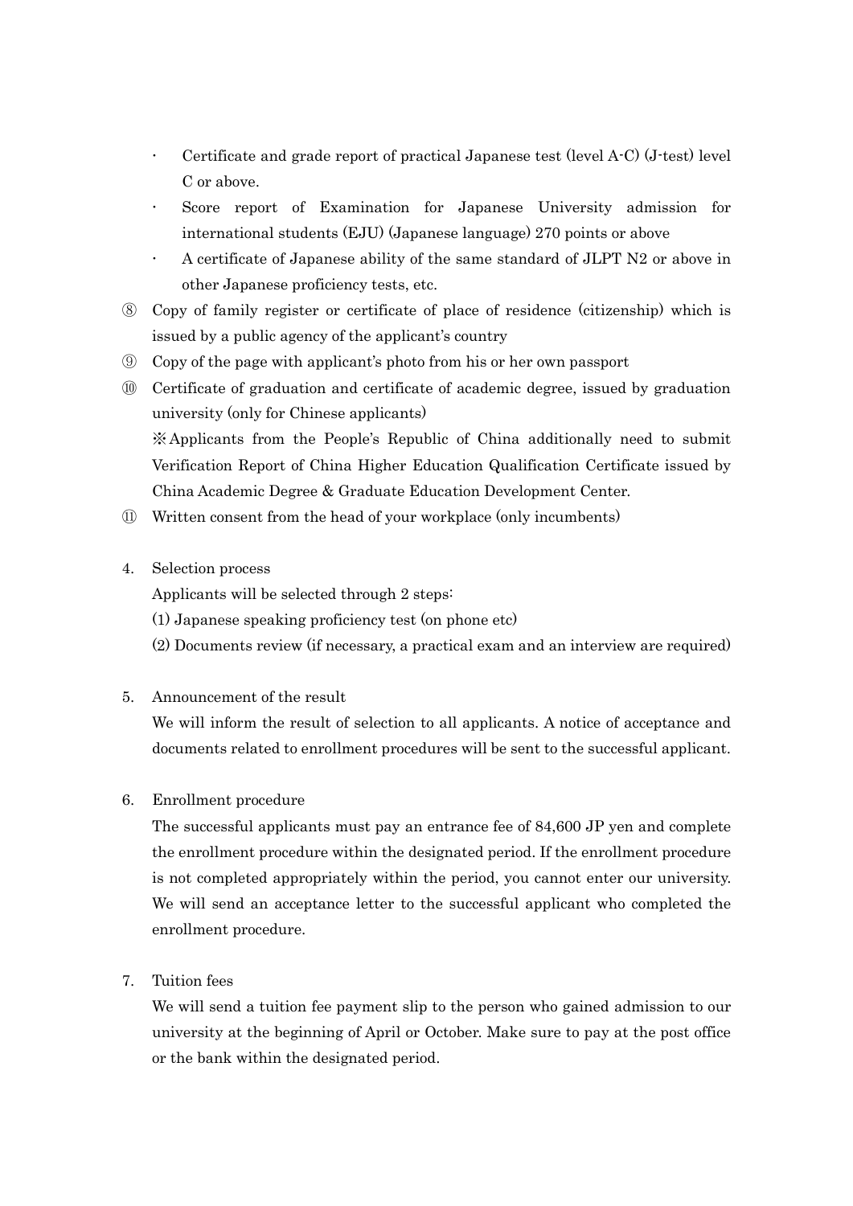- Certificate and grade report of practical Japanese test (level A-C) (J-test) level C or above.
- Score report of Examination for Japanese University admission for international students (EJU) (Japanese language) 270 points or above
- A certificate of Japanese ability of the same standard of JLPT N2 or above in other Japanese proficiency tests, etc.

⑧ Copy of family register or certificate of place of residence (citizenship) which is issued by a public agency of the applicant's country

⑨ Copy of the page with applicant's photo from his or her own passport

⑩ Certificate of graduation and certificate of academic degree, issued by graduation university (only for Chinese applicants)

※Applicants from the People's Republic of China additionally need to submit Verification Report of China Higher Education Qualification Certificate issued by China Academic Degree & Graduate Education Development Center.

⑪ Written consent from the head of your workplace (only incumbents)

4. Selection process

Applicants will be selected through 2 steps:

(1) Japanese speaking proficiency test (on phone etc)

(2) Documents review (if necessary, a practical exam and an interview are required)

5. Announcement of the result

We will inform the result of selection to all applicants. A notice of acceptance and documents related to enrollment procedures will be sent to the successful applicant.

6. Enrollment procedure

The successful applicants must pay an entrance fee of 84,600 JP yen and complete the enrollment procedure within the designated period. If the enrollment procedure is not completed appropriately within the period, you cannot enter our university. We will send an acceptance letter to the successful applicant who completed the enrollment procedure.

7. Tuition fees

We will send a tuition fee payment slip to the person who gained admission to our university at the beginning of April or October. Make sure to pay at the post office or the bank within the designated period.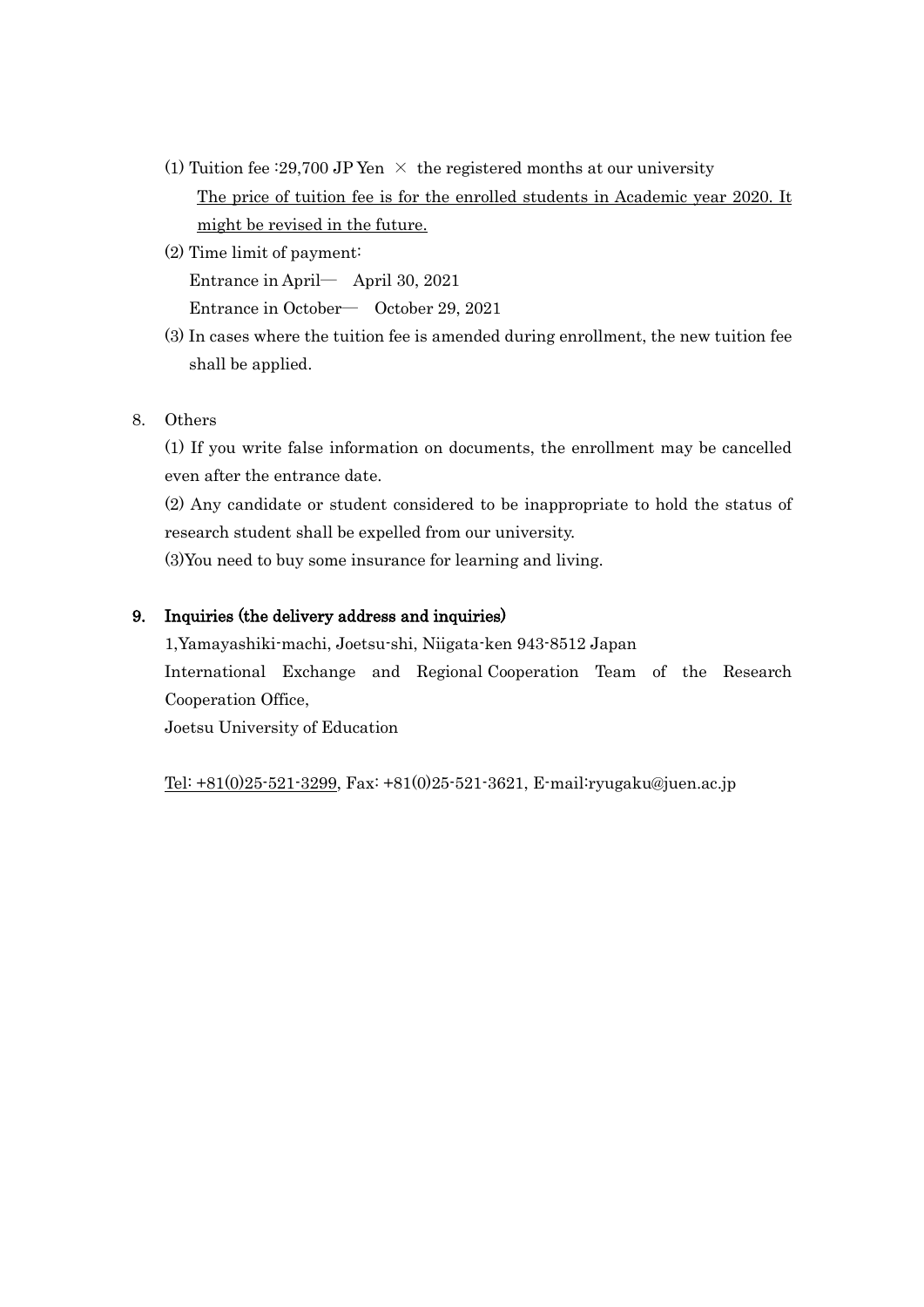(1) Tuition fee :29,700 JP Yen × the registered months at our university

The price of tuition fee is for the enrolled students in Academic year 2020. It might be revised in the future.

(2) Time limit of payment:

Entrance in April— April 30, 2021

Entrance in October— October 29, 2021

(3) In cases where the tuition fee is amended during enrollment, the new tuition fee shall be applied.

8. Others

(1) If you write false information on documents, the enrollment may be cancelled even after the entrance date.

(2) Any candidate or student considered to be inappropriate to hold the status of research student shall be expelled from our university.

(3)You need to buy some insurance for learning and living.

**9. Inquiries (the delivery address and inquiries)**

1,Yamayashiki-machi, Joetsu-shi, Niigata-ken 943-8512 Japan

International Exchange and Regional Cooperation Team of the Research Cooperation Office,

Joetsu University of Education

Tel: +81(0)25-521-3299, Fax: +81(0)25-521-3621, E-mail:ryugaku@juen.ac.jp